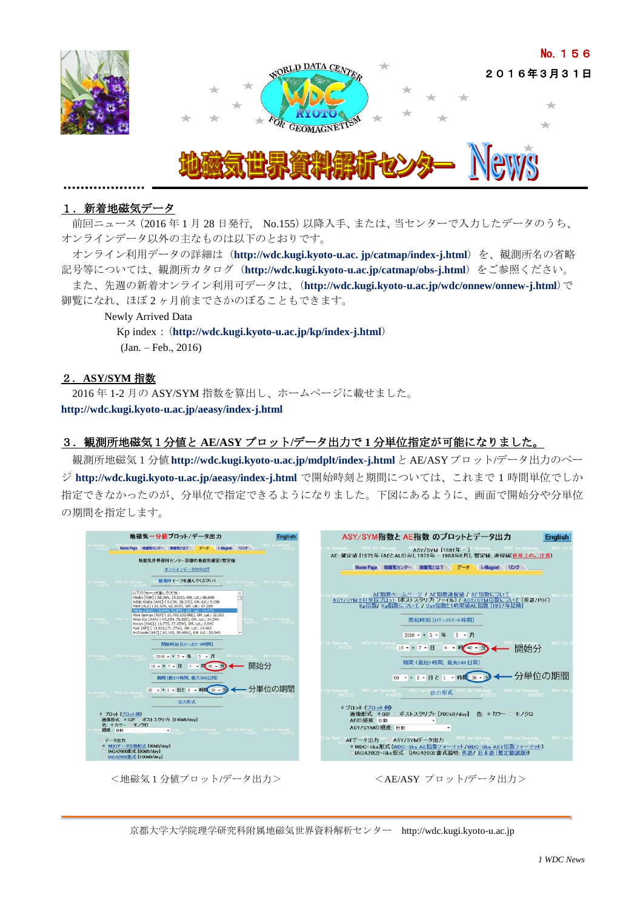No. １５６

２０１６年３月３１日

# 地磁気世界資料解析センター News

## １．新着地磁気データ

前回ニュース（2016 年 1 月 28 日発行， No.155）以降入手、または、当センターで入力したデータのうち、オンラインデータ以外の主なものは以下のとおりです。

オンライン利用データの詳細は（**http://wdc.kugi.kyoto-u.ac. jp/catmap/index-j.html**）を、観測所名の省略記号等については、観測所カタログ（**http://wdc.kugi.kyoto-u.ac.jp/catmap/obs-j.html**）をご参照ください。

また、先週の新着オンライン利用可データは、（**http://wdc.kugi.kyoto-u.ac.jp/wdc/onnew/onnew-j.html**）で御覧になれ、ほぼ２ヶ月前までさかのぼることもできます。

Newly Arrived Data

Kp index：（**http://wdc.kugi.kyoto-u.ac.jp/kp/index-j.html**）

(Jan. – Feb., 2016)

## ２．ASY/SYM 指数

2016 年 1-2 月の ASY/SYM 指数を算出し、ホームページに載せました。

**http://wdc.kugi.kyoto-u.ac.jp/aeasy/index-j.html**

## ３．観測所地磁気１分値と AE/ASY プロット/データ出力で１分単位指定が可能になりました。

観測所地磁気 1 分値 **http://wdc.kugi.kyoto-u.ac.jp/mdplt/index-j.html** と AE/ASY プロット/データ出力のページ **http://wdc.kugi.kyoto-u.ac.jp/aeasy/index-j.html** で開始時刻と期間については、これまで 1 時間単位でしか指定できなかったのが、分単位で指定できるようになりました。下図にあるように、画面で開始分や分単位の期間を指定します。

＜地磁気１分値プロット/データ出力＞　　＜AE/ASY プロット/データ出力＞

京都大学大学院理学研究科附属地磁気世界資料解析センター　http://wdc.kugi.kyoto-u.ac.jp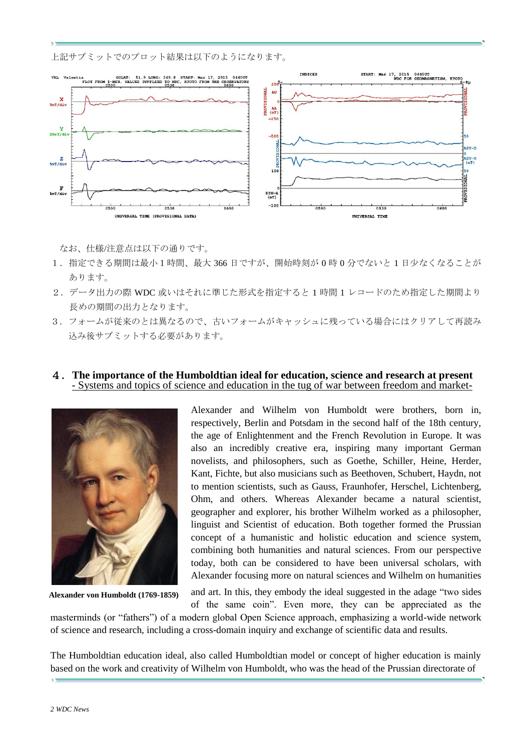上記サブミットでのプロット結果は以下のようになります。

なお、仕様/注意点は以下の通りです。

1．指定できる期間は最小 1 時間、最大 366 日ですが、開始時刻が 0 時 0 分でないと 1 日少なくなることがあります。
2．データ出力の際 WDC 或いはそれに準じた形式を指定すると 1 時間 1 レコードのため指定した期間より長めの期間の出力となります。
3．フォームが従来のとは異なるので、古いフォームがキャッシュに残っている場合にはクリアして再読み込み後サブミットする必要があります。

## 4．The importance of the Humboldtian ideal for education, science and research at present

- Systems and topics of science and education in the tug of war between freedom and market-

Alexander von Humboldt (1769-1859)

Alexander and Wilhelm von Humboldt were brothers, born in, respectively, Berlin and Potsdam in the second half of the 18th century, the age of Enlightenment and the French Revolution in Europe. It was also an incredibly creative era, inspiring many important German novelists, and philosophers, such as Goethe, Schiller, Heine, Herder, Kant, Fichte, but also musicians such as Beethoven, Schubert, Haydn, not to mention scientists, such as Gauss, Fraunhofer, Herschel, Lichtenberg, Ohm, and others. Whereas Alexander became a natural scientist, geographer and explorer, his brother Wilhelm worked as a philosopher, linguist and Scientist of education. Both together formed the Prussian concept of a humanistic and holistic education and science system, combining both humanities and natural sciences. From our perspective today, both can be considered to have been universal scholars, with Alexander focusing more on natural sciences and Wilhelm on humanities and art. In this, they embody the ideal suggested in the adage “two sides of the same coin”. Even more, they can be appreciated as the masterminds (or “fathers”) of a modern global Open Science approach, emphasizing a world-wide network of science and research, including a cross-domain inquiry and exchange of scientific data and results.

The Humboldtian education ideal, also called Humboldtian model or concept of higher education is mainly based on the work and creativity of Wilhelm von Humboldt, who was the head of the Prussian directorate of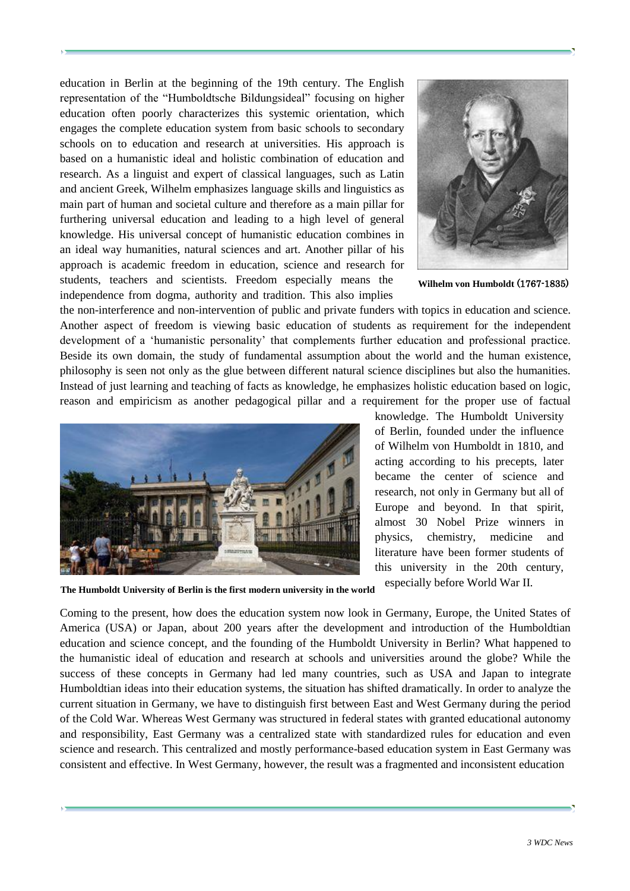education in Berlin at the beginning of the 19th century. The English representation of the "Humboldtsche Bildungsideal" focusing on higher education often poorly characterizes this systemic orientation, which engages the complete education system from basic schools to secondary schools on to education and research at universities. His approach is based on a humanistic ideal and holistic combination of education and research. As a linguist and expert of classical languages, such as Latin and ancient Greek, Wilhelm emphasizes language skills and linguistics as main part of human and societal culture and therefore as a main pillar for furthering universal education and leading to a high level of general knowledge. His universal concept of humanistic education combines in an ideal way humanities, natural sciences and art. Another pillar of his approach is academic freedom in education, science and research for students, teachers and scientists. Freedom especially means the independence from dogma, authority and tradition. This also implies the non-interference and non-intervention of public and private funders with topics in education and science. Another aspect of freedom is viewing basic education of students as requirement for the independent development of a 'humanistic personality' that complements further education and professional practice. Beside its own domain, the study of fundamental assumption about the world and the human existence, philosophy is seen not only as the glue between different natural science disciplines but also the humanities. Instead of just learning and teaching of facts as knowledge, he emphasizes holistic education based on logic, reason and empiricism as another pedagogical pillar and a requirement for the proper use of factual knowledge. The Humboldt University of Berlin, founded under the influence of Wilhelm von Humboldt in 1810, and acting according to his precepts, later became the center of science and research, not only in Germany but all of Europe and beyond. In that spirit, almost 30 Nobel Prize winners in physics, chemistry, medicine and literature have been former students of this university in the 20th century, especially before World War II.

**Wilhelm von Humboldt (1767-1835)**

**The Humboldt University of Berlin is the first modern university in the world**

Coming to the present, how does the education system now look in Germany, Europe, the United States of America (USA) or Japan, about 200 years after the development and introduction of the Humboldtian education and science concept, and the founding of the Humboldt University in Berlin? What happened to the humanistic ideal of education and research at schools and universities around the globe? While the success of these concepts in Germany had led many countries, such as USA and Japan to integrate Humboldtian ideas into their education systems, the situation has shifted dramatically. In order to analyze the current situation in Germany, we have to distinguish first between East and West Germany during the period of the Cold War. Whereas West Germany was structured in federal states with granted educational autonomy and responsibility, East Germany was a centralized state with standardized rules for education and even science and research. This centralized and mostly performance-based education system in East Germany was consistent and effective. In West Germany, however, the result was a fragmented and inconsistent education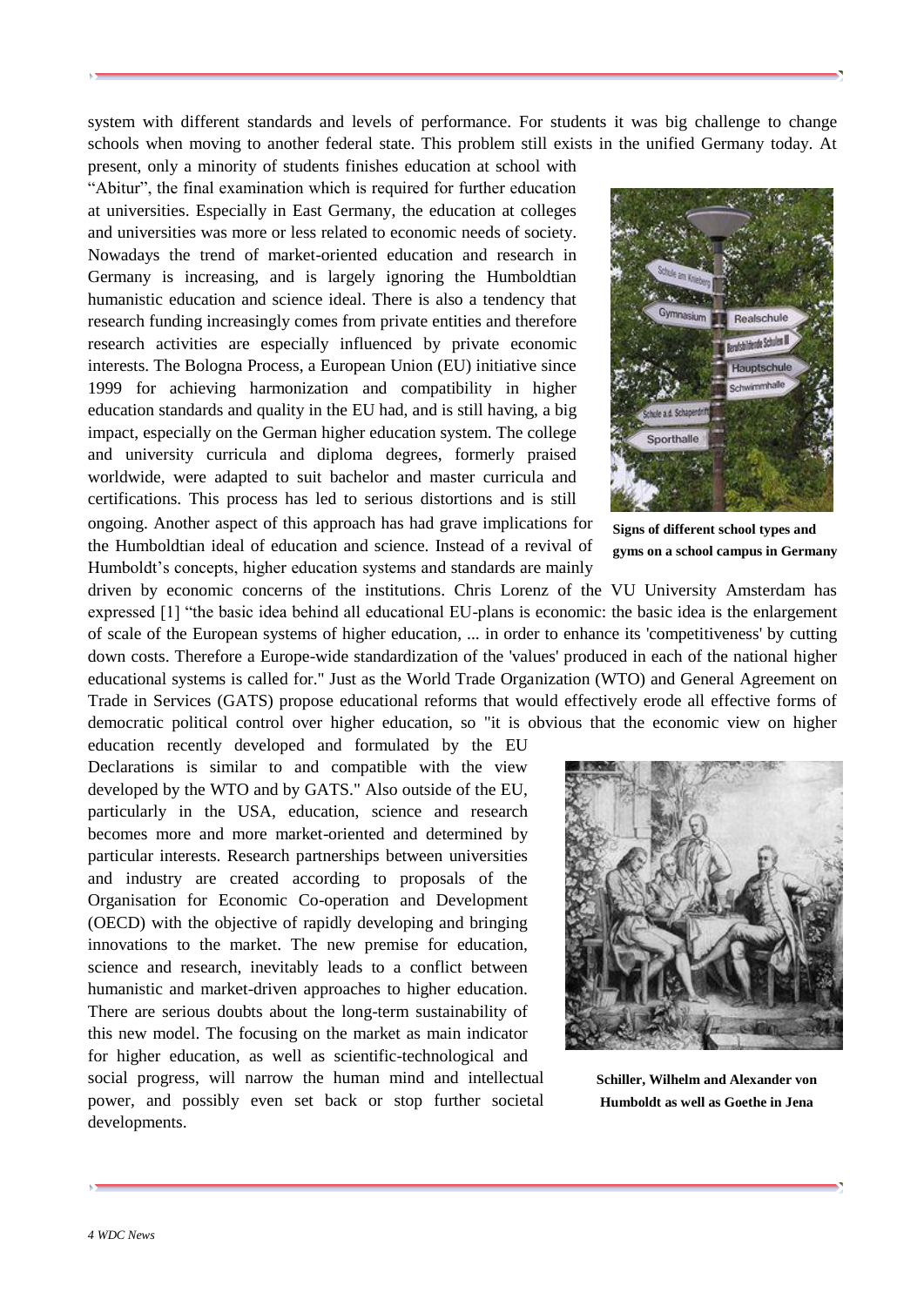system with different standards and levels of performance. For students it was big challenge to change schools when moving to another federal state. This problem still exists in the unified Germany today. At present, only a minority of students finishes education at school with "Abitur", the final examination which is required for further education at universities. Especially in East Germany, the education at colleges and universities was more or less related to economic needs of society. Nowadays the trend of market-oriented education and research in Germany is increasing, and is largely ignoring the Humboldtian humanistic education and science ideal. There is also a tendency that research funding increasingly comes from private entities and therefore research activities are especially influenced by private economic interests. The Bologna Process, a European Union (EU) initiative since 1999 for achieving harmonization and compatibility in higher education standards and quality in the EU had, and is still having, a big impact, especially on the German higher education system. The college and university curricula and diploma degrees, formerly praised worldwide, were adapted to suit bachelor and master curricula and certifications. This process has led to serious distortions and is still ongoing. Another aspect of this approach has had grave implications for the Humboldtian ideal of education and science. Instead of a revival of Humboldt's concepts, higher education systems and standards are mainly driven by economic concerns of the institutions. Chris Lorenz of the VU University Amsterdam has expressed [1] "the basic idea behind all educational EU-plans is economic: the basic idea is the enlargement of scale of the European systems of higher education, ... in order to enhance its 'competitiveness' by cutting down costs. Therefore a Europe-wide standardization of the 'values' produced in each of the national higher educational systems is called for." Just as the World Trade Organization (WTO) and General Agreement on Trade in Services (GATS) propose educational reforms that would effectively erode all effective forms of democratic political control over higher education, so "it is obvious that the economic view on higher education recently developed and formulated by the EU Declarations is similar to and compatible with the view developed by the WTO and by GATS." Also outside of the EU, particularly in the USA, education, science and research becomes more and more market-oriented and determined by particular interests. Research partnerships between universities and industry are created according to proposals of the Organisation for Economic Co-operation and Development (OECD) with the objective of rapidly developing and bringing innovations to the market. The new premise for education, science and research, inevitably leads to a conflict between humanistic and market-driven approaches to higher education. There are serious doubts about the long-term sustainability of this new model. The focusing on the market as main indicator for higher education, as well as scientific-technological and social progress, will narrow the human mind and intellectual power, and possibly even set back or stop further societal developments.

**Signs of different school types and gyms on a school campus in Germany**

**Schiller, Wilhelm and Alexander von Humboldt as well as Goethe in Jena**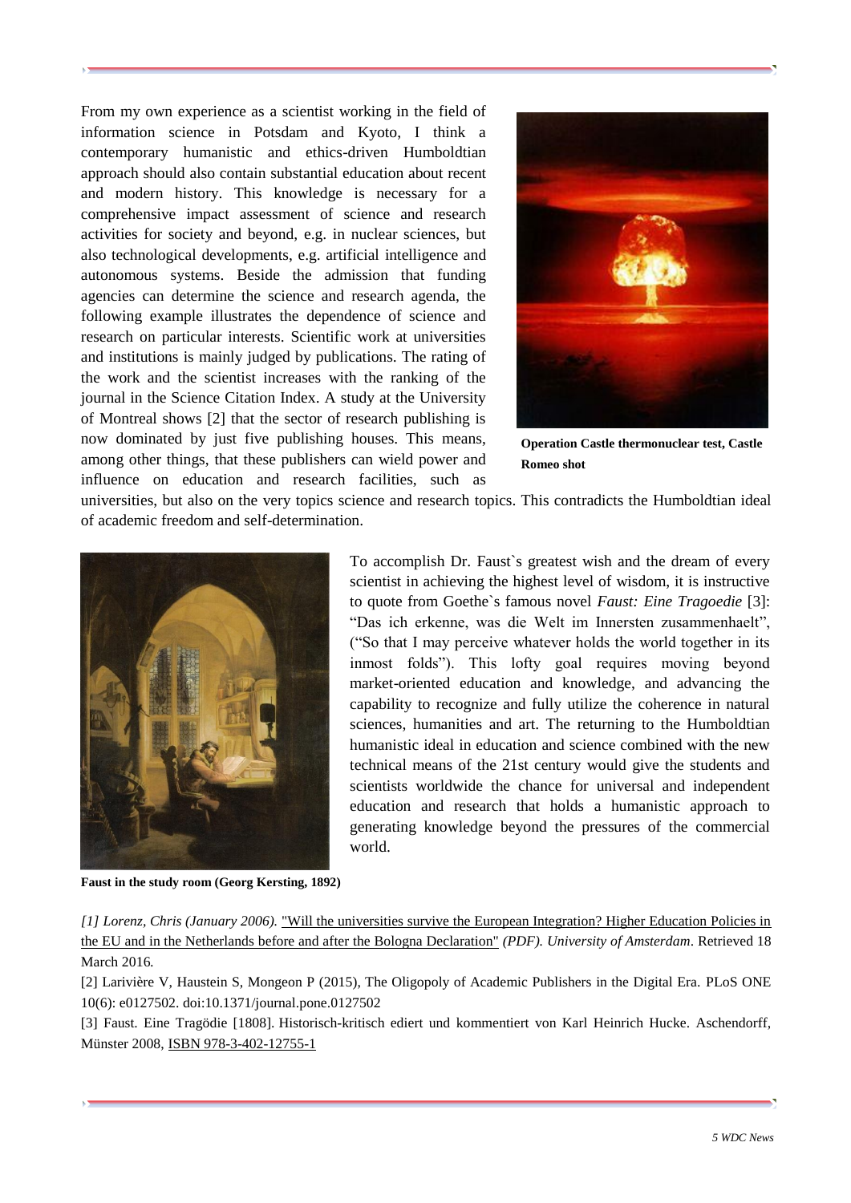From my own experience as a scientist working in the field of information science in Potsdam and Kyoto, I think a contemporary humanistic and ethics-driven Humboldtian approach should also contain substantial education about recent and modern history. This knowledge is necessary for a comprehensive impact assessment of science and research activities for society and beyond, e.g. in nuclear sciences, but also technological developments, e.g. artificial intelligence and autonomous systems. Beside the admission that funding agencies can determine the science and research agenda, the following example illustrates the dependence of science and research on particular interests. Scientific work at universities and institutions is mainly judged by publications. The rating of the work and the scientist increases with the ranking of the journal in the Science Citation Index. A study at the University of Montreal shows [2] that the sector of research publishing is now dominated by just five publishing houses. This means, among other things, that these publishers can wield power and influence on education and research facilities, such as universities, but also on the very topics science and research topics. This contradicts the Humboldtian ideal of academic freedom and self-determination.

**Operation Castle thermonuclear test, Castle Romeo shot**

To accomplish Dr. Faust`s greatest wish and the dream of every scientist in achieving the highest level of wisdom, it is instructive to quote from Goethe`s famous novel *Faust: Eine Tragoedie* [3]: "Das ich erkenne, was die Welt im Innersten zusammenhaelt", ("So that I may perceive whatever holds the world together in its inmost folds"). This lofty goal requires moving beyond market-oriented education and knowledge, and advancing the capability to recognize and fully utilize the coherence in natural sciences, humanities and art. The returning to the Humboldtian humanistic ideal in education and science combined with the new technical means of the 21st century would give the students and scientists worldwide the chance for universal and independent education and research that holds a humanistic approach to generating knowledge beyond the pressures of the commercial world.

**Faust in the study room (Georg Kersting, 1892)**

*[1] Lorenz, Chris (January 2006).* "Will the universities survive the European Integration? Higher Education Policies in the EU and in the Netherlands before and after the Bologna Declaration" *(PDF). University of Amsterdam*. Retrieved 18 March 2016.

[2] Larivière V, Haustein S, Mongeon P (2015), The Oligopoly of Academic Publishers in the Digital Era. PLoS ONE 10(6): e0127502. doi:10.1371/journal.pone.0127502

[3] Faust. Eine Tragödie [1808]. Historisch-kritisch ediert und kommentiert von Karl Heinrich Hucke. Aschendorff, Münster 2008, ISBN 978-3-402-12755-1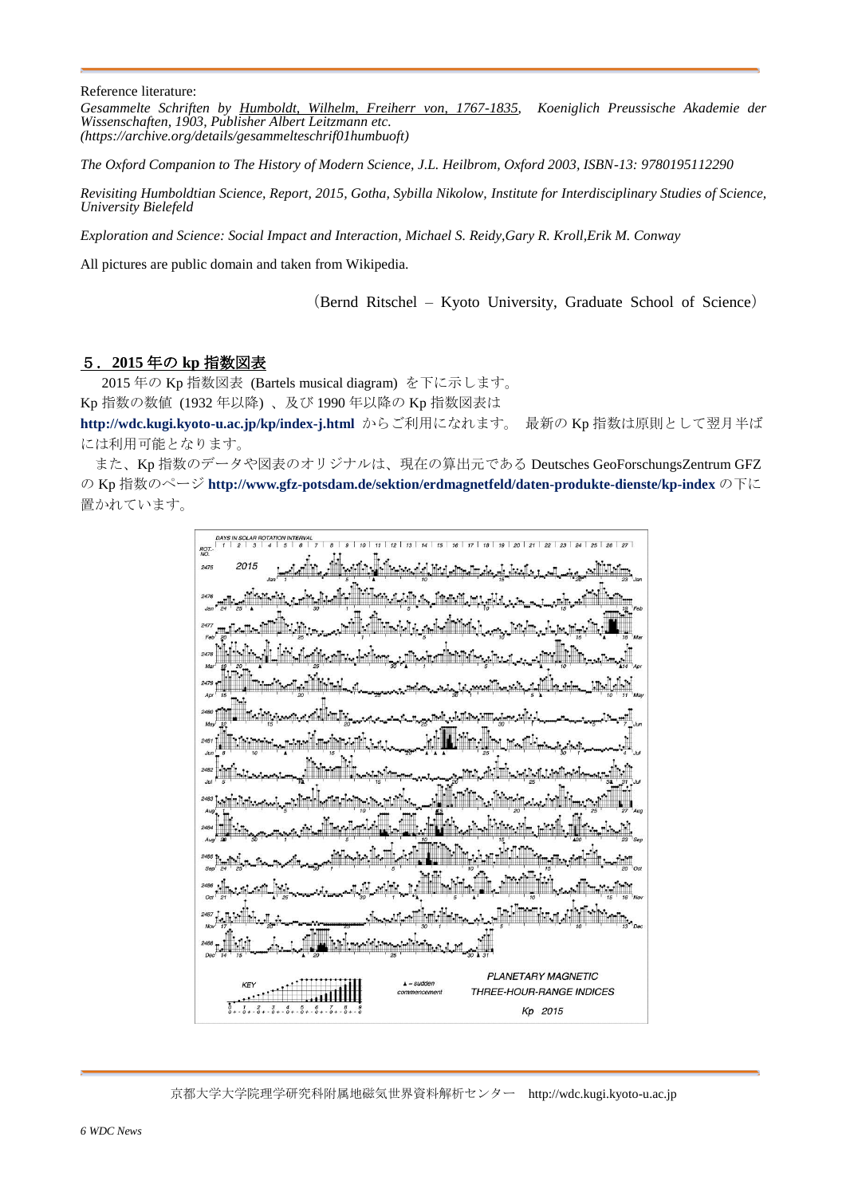Reference literature:

*Gesammelte Schriften by Humboldt, Wilhelm, Freiherr von, 1767-1835, Koeniglich Preussische Akademie der Wissenschaften, 1903, Publisher Albert Leitzmann etc.*
*(https://archive.org/details/gesammelteschrif01humbuoft)*

*The Oxford Companion to The History of Modern Science, J.L. Heilbrom, Oxford 2003, ISBN-13: 9780195112290*

*Revisiting Humboldtian Science, Report, 2015, Gotha, Sybilla Nikolow, Institute for Interdisciplinary Studies of Science, University Bielefeld*

*Exploration and Science: Social Impact and Interaction, Michael S. Reidy,Gary R. Kroll,Erik M. Conway*

All pictures are public domain and taken from Wikipedia.

（Bernd Ritschel – Kyoto University, Graduate School of Science）

## ５．2015 年の kp 指数図表

2015 年の Kp 指数図表 (Bartels musical diagram) を下に示します。
Kp 指数の数値 (1932 年以降) 、及び 1990 年以降の Kp 指数図表は **http://wdc.kugi.kyoto-u.ac.jp/kp/index-j.html** からご利用になれます。 最新の Kp 指数は原則として翌月半ばには利用可能となります。

また、Kp 指数のデータや図表のオリジナルは、現在の算出元である Deutsches GeoForschungsZentrum GFZ の Kp 指数のページ **http://www.gfz-potsdam.de/sektion/erdmagnetfeld/daten-produkte-dienste/kp-index** の下に置かれています。

DAYS IN SOLAR ROTATION INTERVAL
ROT. NO.
2015
KEY
▲ = sudden commencement
PLANETARY MAGNETIC THREE-HOUR-RANGE INDICES
Kp 2015

京都大学大学院理学研究科附属地磁気世界資料解析センター　http://wdc.kugi.kyoto-u.ac.jp